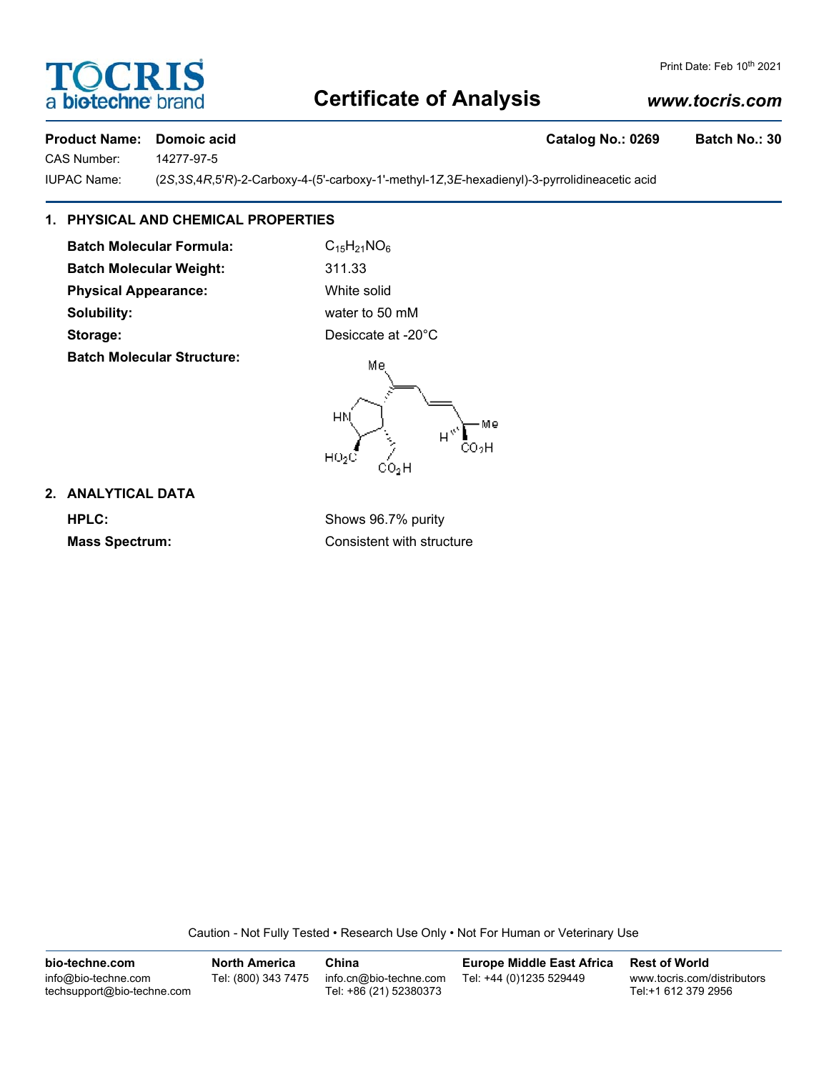# Certificate of Analysis

Print Date: Feb 10th 2021

**Product Name:** Domoic acid **Catalog No.: 0269** **Batch No.: 30**

CAS Number: 14277-97-5

IUPAC Name: (2*S*,3*S*,4*R*,5'*R*)-2-Carboxy-4-(5'-carboxy-1'-methyl-1*Z*,3*E*-hexadienyl)-3-pyrrolidineacetic acid

## 1. PHYSICAL AND CHEMICAL PROPERTIES

**Batch Molecular Formula:** $C_{15}H_{21}NO_6$

**Batch Molecular Weight:** 311.33

**Physical Appearance:** White solid

**Solubility:** water to 50 mM

**Storage:** Desiccate at -20°C

**Batch Molecular Structure:**

## 2. ANALYTICAL DATA

**HPLC:** Shows 96.7% purity

**Mass Spectrum:** Consistent with structure

Caution - Not Fully Tested • Research Use Only • Not For Human or Veterinary Use

| bio-techne.com | North America | China | Europe Middle East Africa | Rest of World |
|---|---|---|---|---|
| info@bio-techne.com<br>techsupport@bio-techne.com | Tel: (800) 343 7475 | info.cn@bio-techne.com<br>Tel: +86 (21) 52380373 | Tel: +44 (0)1235 529449 | www.tocris.com/distributors<br>Tel:+1 612 379 2956 |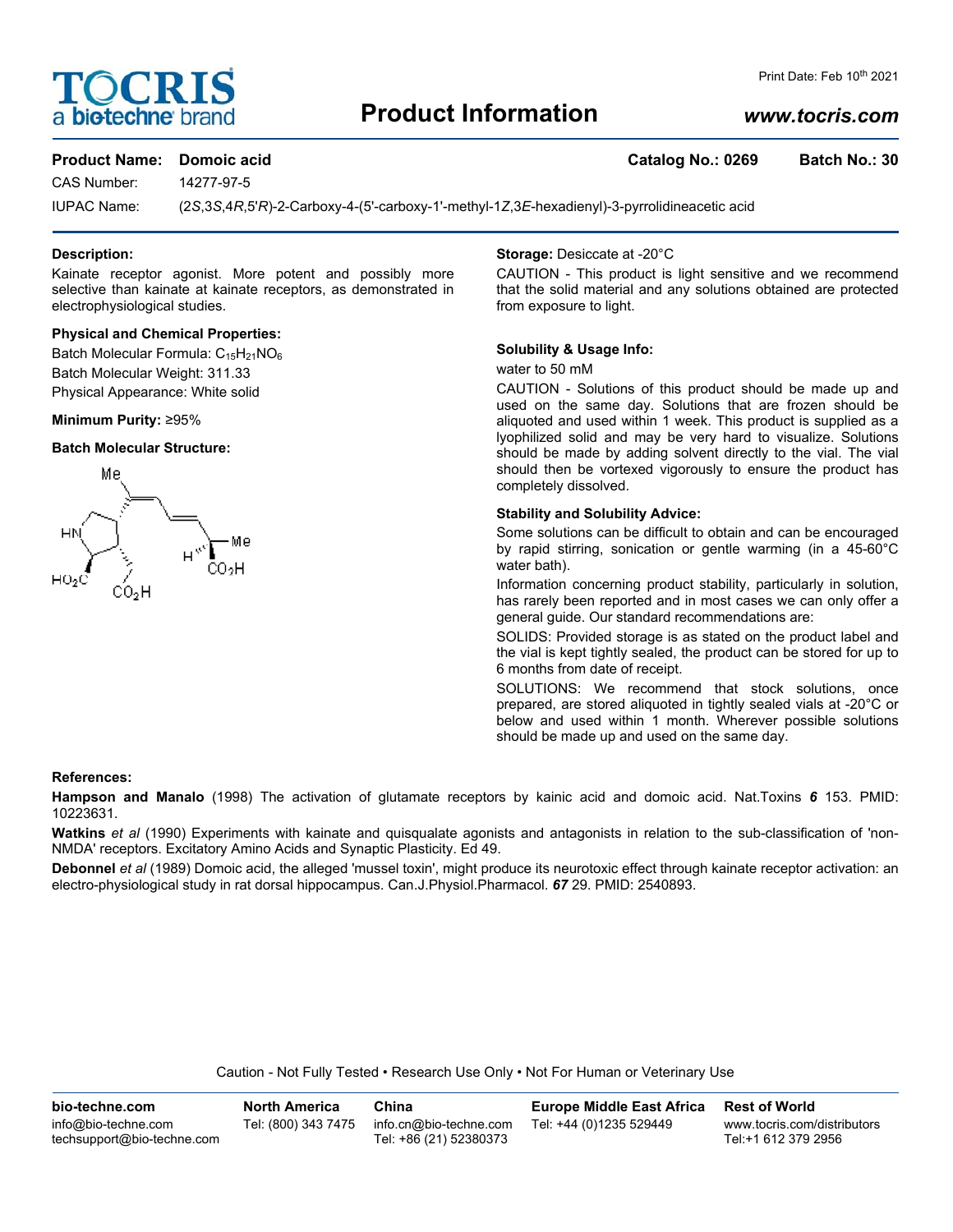# Product Information

**www.tocris.com**

Print Date: Feb 10th 2021

**Product Name: Domoic acid** **Catalog No.: 0269** **Batch No.: 30**

CAS Number: 14277-97-5

IUPAC Name: (2*S*,3*S*,4*R*,5'*R*)-2-Carboxy-4-(5'-carboxy-1'-methyl-1*Z*,3*E*-hexadienyl)-3-pyrrolidineacetic acid

### Description:

Kainate receptor agonist. More potent and possibly more selective than kainate at kainate receptors, as demonstrated in electrophysiological studies.

### Physical and Chemical Properties:

Batch Molecular Formula: $C_{15}H_{21}NO_6$

Batch Molecular Weight: 311.33

Physical Appearance: White solid

**Minimum Purity:** ≥95%

### Batch Molecular Structure:

Me
HN
H
Me
$HO_2C$
$CO_2H$
$CO_2H$

**Storage:** Desiccate at -20°C

CAUTION - This product is light sensitive and we recommend that the solid material and any solutions obtained are protected from exposure to light.

### Solubility & Usage Info:

water to 50 mM

CAUTION - Solutions of this product should be made up and used on the same day. Solutions that are frozen should be aliquoted and used within 1 week. This product is supplied as a lyophilized solid and may be very hard to visualize. Solutions should be made by adding solvent directly to the vial. The vial should then be vortexed vigorously to ensure the product has completely dissolved.

### Stability and Solubility Advice:

Some solutions can be difficult to obtain and can be encouraged by rapid stirring, sonication or gentle warming (in a 45-60°C water bath).

Information concerning product stability, particularly in solution, has rarely been reported and in most cases we can only offer a general guide. Our standard recommendations are:

SOLIDS: Provided storage is as stated on the product label and the vial is kept tightly sealed, the product can be stored for up to 6 months from date of receipt.

SOLUTIONS: We recommend that stock solutions, once prepared, are stored aliquoted in tightly sealed vials at -20°C or below and used within 1 month. Wherever possible solutions should be made up and used on the same day.

### References:

**Hampson and Manalo** (1998) The activation of glutamate receptors by kainic acid and domoic acid. Nat.Toxins ***6*** 153. PMID: 10223631.

**Watkins** *et al* (1990) Experiments with kainate and quisqualate agonists and antagonists in relation to the sub-classification of 'non-NMDA' receptors. Excitatory Amino Acids and Synaptic Plasticity. Ed 49.

**Debonnel** *et al* (1989) Domoic acid, the alleged 'mussel toxin', might produce its neurotoxic effect through kainate receptor activation: an electro-physiological study in rat dorsal hippocampus. Can.J.Physiol.Pharmacol. ***67*** 29. PMID: 2540893.

Caution - Not Fully Tested • Research Use Only • Not For Human or Veterinary Use

| **bio-techne.com** | **North America** | **China** | **Europe Middle East Africa** | **Rest of World** |
|---|---|---|---|---|
| info@bio-techne.com | Tel: (800) 343 7475 | info.cn@bio-techne.com | Tel: +44 (0)1235 529449 | www.tocris.com/distributors |
| techsupport@bio-techne.com | | Tel: +86 (21) 52380373 | | Tel:+1 612 379 2956 |